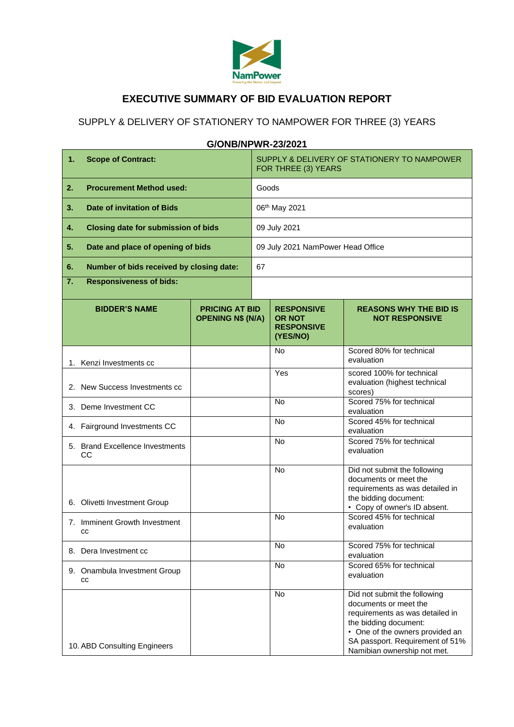# EXECUTIVE SUMMARY OF BID EVALUATION REPORT

## SUPPLY & DELIVERY OF STATIONERY TO NAMPOWER FOR THREE (3) YEARS

## G/ONB/NPWR-23/2021

| | |
|---|---|
| **1. Scope of Contract:** | SUPPLY & DELIVERY OF STATIONERY TO NAMPOWER FOR THREE (3) YEARS |
| **2. Procurement Method used:** | Goods |
| **3. Date of invitation of Bids** | 06th May 2021 |
| **4. Closing date for submission of bids** | 09 July 2021 |
| **5. Date and place of opening of bids** | 09 July 2021 NamPower Head Office |
| **6. Number of bids received by closing date:** | 67 |
| **7. Responsiveness of bids:** | |

| BIDDER'S NAME | PRICING AT BID OPENING N$ (N/A) | RESPONSIVE OR NOT RESPONSIVE (YES/NO) | REASONS WHY THE BID IS NOT RESPONSIVE |
|---|---|---|---|
| 1. Kenzi Investments cc | | No | Scored 80% for technical evaluation |
| 2. New Success Investments cc | | Yes | scored 100% for technical evaluation (highest technical scores) |
| 3. Deme Investment CC | | No | Scored 75% for technical evaluation |
| 4. Fairground Investments CC | | No | Scored 45% for technical evaluation |
| 5. Brand Excellence Investments CC | | No | Scored 75% for technical evaluation |
| 6. Olivetti Investment Group | | No | Did not submit the following documents or meet the requirements as was detailed in the bidding document: • Copy of owner's ID absent. |
| 7. Imminent Growth Investment cc | | No | Scored 45% for technical evaluation |
| 8. Dera Investment cc | | No | Scored 75% for technical evaluation |
| 9. Onambula Investment Group cc | | No | Scored 65% for technical evaluation |
| 10. ABD Consulting Engineers | | No | Did not submit the following documents or meet the requirements as was detailed in the bidding document: • One of the owners provided an SA passport. Requirement of 51% Namibian ownership not met. |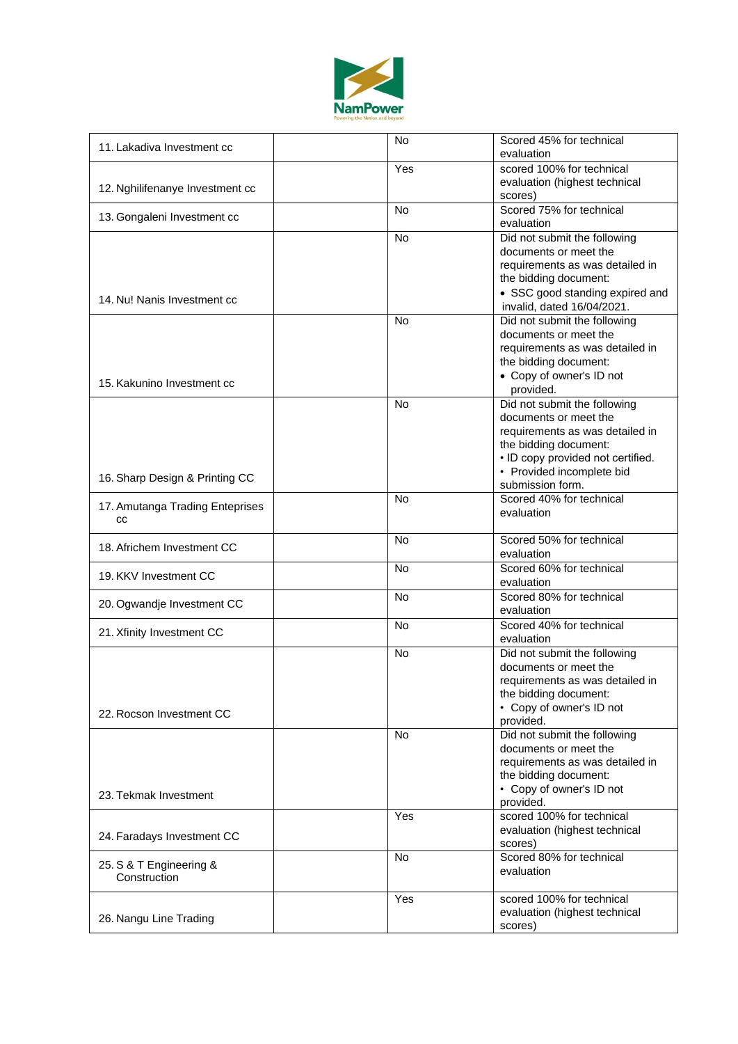| | | | |
|---|---|---|---|
| 11. Lakadiva Investment cc | | No | Scored 45% for technical evaluation |
| 12. Nghilifenanye Investment cc | | Yes | scored 100% for technical evaluation (highest technical scores) |
| 13. Gongaleni Investment cc | | No | Scored 75% for technical evaluation |
| 14. Nu! Nanis Investment cc | | No | Did not submit the following documents or meet the requirements as was detailed in the bidding document:<br>• SSC good standing expired and invalid, dated 16/04/2021. |
| 15. Kakunino Investment cc | | No | Did not submit the following documents or meet the requirements as was detailed in the bidding document:<br>• Copy of owner's ID not provided. |
| 16. Sharp Design & Printing CC | | No | Did not submit the following documents or meet the requirements as was detailed in the bidding document:<br>• ID copy provided not certified.<br>• Provided incomplete bid submission form. |
| 17. Amutanga Trading Enteprises cc | | No | Scored 40% for technical evaluation |
| 18. Africhem Investment CC | | No | Scored 50% for technical evaluation |
| 19. KKV Investment CC | | No | Scored 60% for technical evaluation |
| 20. Ogwandje Investment CC | | No | Scored 80% for technical evaluation |
| 21. Xfinity Investment CC | | No | Scored 40% for technical evaluation |
| 22. Rocson Investment CC | | No | Did not submit the following documents or meet the requirements as was detailed in the bidding document:<br>• Copy of owner's ID not provided. |
| 23. Tekmak Investment | | No | Did not submit the following documents or meet the requirements as was detailed in the bidding document:<br>• Copy of owner's ID not provided. |
| 24. Faradays Investment CC | | Yes | scored 100% for technical evaluation (highest technical scores) |
| 25. S & T Engineering & Construction | | No | Scored 80% for technical evaluation |
| 26. Nangu Line Trading | | Yes | scored 100% for technical evaluation (highest technical scores) |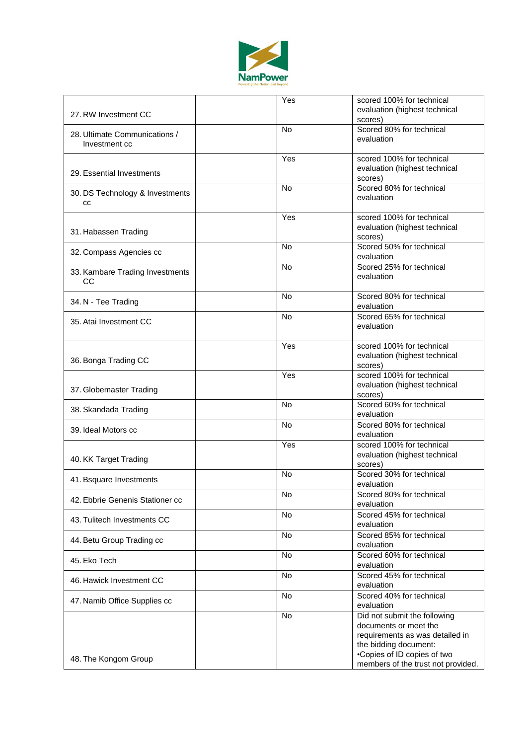| | | | |
|---|---|---|---|
| 27. RW Investment CC | | Yes | scored 100% for technical evaluation (highest technical scores) |
| 28. Ultimate Communications / Investment cc | | No | Scored 80% for technical evaluation |
| 29. Essential Investments | | Yes | scored 100% for technical evaluation (highest technical scores) |
| 30. DS Technology & Investments cc | | No | Scored 80% for technical evaluation |
| 31. Habassen Trading | | Yes | scored 100% for technical evaluation (highest technical scores) |
| 32. Compass Agencies cc | | No | Scored 50% for technical evaluation |
| 33. Kambare Trading Investments CC | | No | Scored 25% for technical evaluation |
| 34. N - Tee Trading | | No | Scored 80% for technical evaluation |
| 35. Atai Investment CC | | No | Scored 65% for technical evaluation |
| 36. Bonga Trading CC | | Yes | scored 100% for technical evaluation (highest technical scores) |
| 37. Globemaster Trading | | Yes | scored 100% for technical evaluation (highest technical scores) |
| 38. Skandada Trading | | No | Scored 60% for technical evaluation |
| 39. Ideal Motors cc | | No | Scored 80% for technical evaluation |
| 40. KK Target Trading | | Yes | scored 100% for technical evaluation (highest technical scores) |
| 41. Bsquare Investments | | No | Scored 30% for technical evaluation |
| 42. Ebbrie Genenis Stationer cc | | No | Scored 80% for technical evaluation |
| 43. Tulitech Investments CC | | No | Scored 45% for technical evaluation |
| 44. Betu Group Trading cc | | No | Scored 85% for technical evaluation |
| 45. Eko Tech | | No | Scored 60% for technical evaluation |
| 46. Hawick Investment CC | | No | Scored 45% for technical evaluation |
| 47. Namib Office Supplies cc | | No | Scored 40% for technical evaluation |
| 48. The Kongom Group | | No | Did not submit the following documents or meet the requirements as was detailed in the bidding document: •Copies of ID copies of two members of the trust not provided. |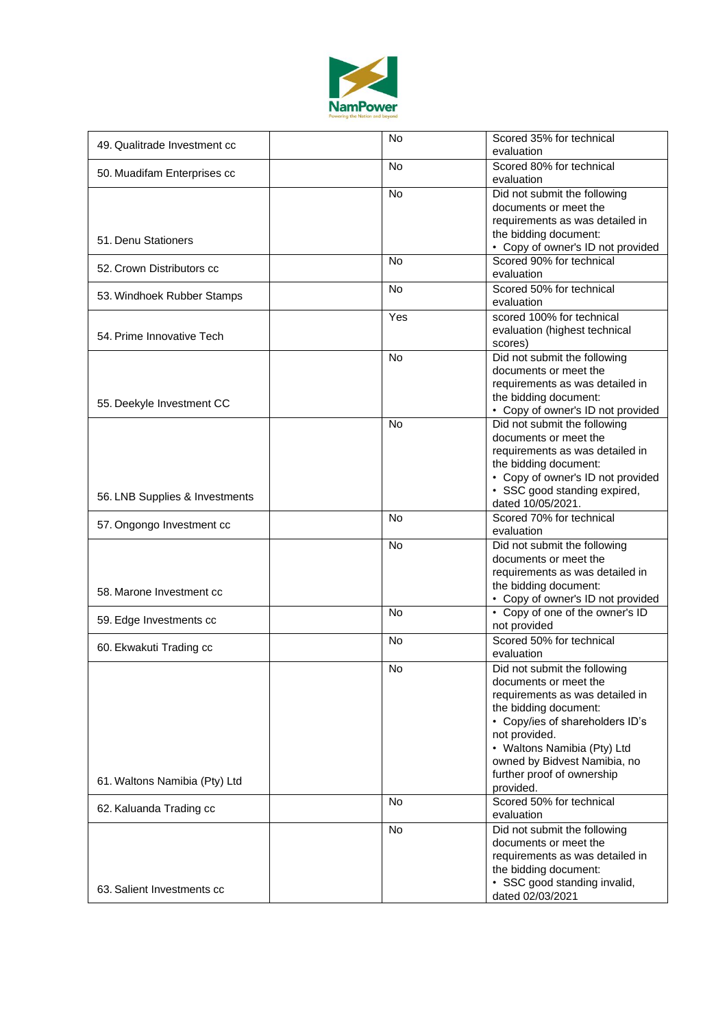| | | | |
|---|---|---|---|
| 49. Qualitrade Investment cc | | No | Scored 35% for technical evaluation |
| 50. Muadifam Enterprises cc | | No | Scored 80% for technical evaluation |
| 51. Denu Stationers | | No | Did not submit the following documents or meet the requirements as was detailed in the bidding document:<br>• Copy of owner's ID not provided |
| 52. Crown Distributors cc | | No | Scored 90% for technical evaluation |
| 53. Windhoek Rubber Stamps | | No | Scored 50% for technical evaluation |
| 54. Prime Innovative Tech | | Yes | scored 100% for technical evaluation (highest technical scores) |
| 55. Deekyle Investment CC | | No | Did not submit the following documents or meet the requirements as was detailed in the bidding document:<br>• Copy of owner's ID not provided |
| 56. LNB Supplies & Investments | | No | Did not submit the following documents or meet the requirements as was detailed in the bidding document:<br>• Copy of owner's ID not provided<br>• SSC good standing expired, dated 10/05/2021. |
| 57. Ongongo Investment cc | | No | Scored 70% for technical evaluation |
| 58. Marone Investment cc | | No | Did not submit the following documents or meet the requirements as was detailed in the bidding document:<br>• Copy of owner's ID not provided |
| 59. Edge Investments cc | | No | • Copy of one of the owner's ID not provided |
| 60. Ekwakuti Trading cc | | No | Scored 50% for technical evaluation |
| 61. Waltons Namibia (Pty) Ltd | | No | Did not submit the following documents or meet the requirements as was detailed in the bidding document:<br>• Copy/ies of shareholders ID's not provided.<br>• Waltons Namibia (Pty) Ltd owned by Bidvest Namibia, no further proof of ownership provided. |
| 62. Kaluanda Trading cc | | No | Scored 50% for technical evaluation |
| 63. Salient Investments cc | | No | Did not submit the following documents or meet the requirements as was detailed in the bidding document:<br>• SSC good standing invalid, dated 02/03/2021 |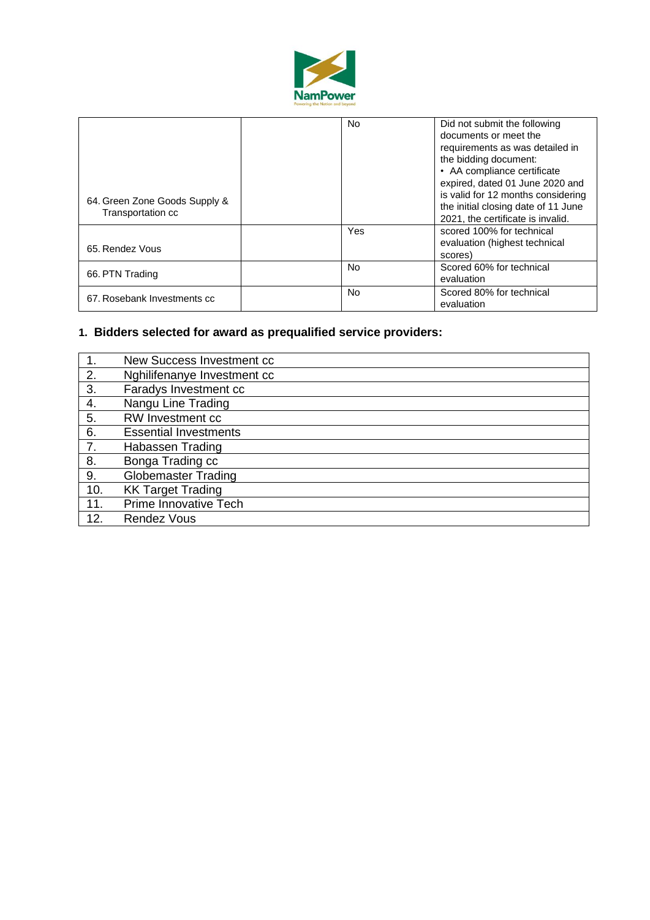| | | | |
|---|---|---|---|
| 64. Green Zone Goods Supply & Transportation cc | | No | Did not submit the following documents or meet the requirements as was detailed in the bidding document:<br>• AA compliance certificate expired, dated 01 June 2020 and is valid for 12 months considering the initial closing date of 11 June 2021, the certificate is invalid. |
| 65. Rendez Vous | | Yes | scored 100% for technical evaluation (highest technical scores) |
| 66. PTN Trading | | No | Scored 60% for technical evaluation |
| 67. Rosebank Investments cc | | No | Scored 80% for technical evaluation |

### 1. Bidders selected for award as prequalified service providers:

| | |
|---|---|
| 1. | New Success Investment cc |
| 2. | Nghilifenanye Investment cc |
| 3. | Faradys Investment cc |
| 4. | Nangu Line Trading |
| 5. | RW Investment cc |
| 6. | Essential Investments |
| 7. | Habassen Trading |
| 8. | Bonga Trading cc |
| 9. | Globemaster Trading |
| 10. | KK Target Trading |
| 11. | Prime Innovative Tech |
| 12. | Rendez Vous |